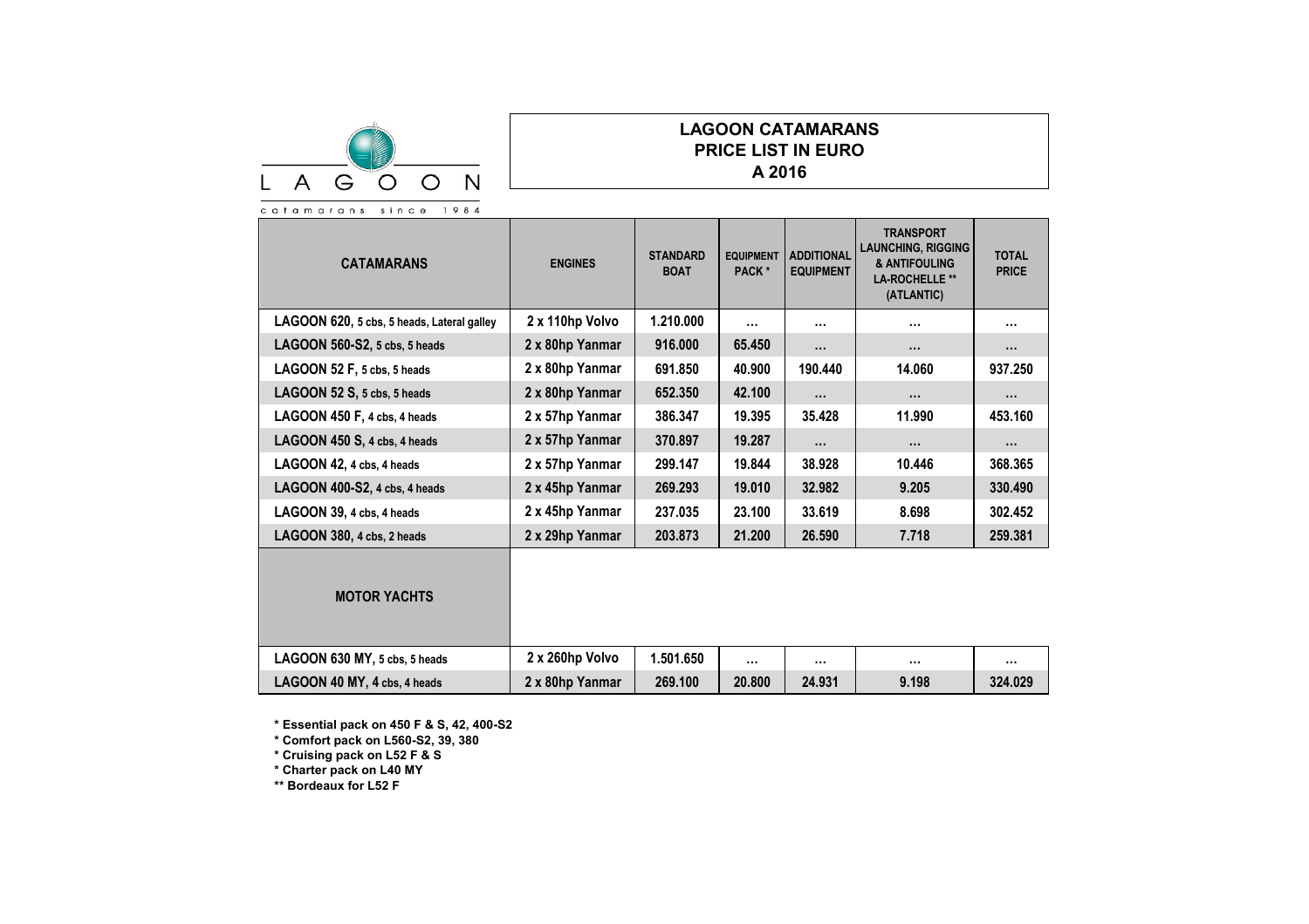LAGOON

catamarans since 1984

# LAGOON CATAMARANS
## PRICE LIST IN EURO
## A 2016

| CATAMARANS | ENGINES | STANDARD BOAT | EQUIPMENT PACK * | ADDITIONAL EQUIPMENT | TRANSPORT LAUNCHING, RIGGING & ANTIFOULING LA-ROCHELLE ** (ATLANTIC) | TOTAL PRICE |
|---|---|---|---|---|---|---|
| LAGOON 620, 5 cbs, 5 heads, Lateral galley | 2 x 110hp Volvo | 1.210.000 | ... | ... | ... | ... |
| LAGOON 560-S2, 5 cbs, 5 heads | 2 x 80hp Yanmar | 916.000 | 65.450 | ... | ... | ... |
| LAGOON 52 F, 5 cbs, 5 heads | 2 x 80hp Yanmar | 691.850 | 40.900 | 190.440 | 14.060 | 937.250 |
| LAGOON 52 S, 5 cbs, 5 heads | 2 x 80hp Yanmar | 652.350 | 42.100 | ... | ... | ... |
| LAGOON 450 F, 4 cbs, 4 heads | 2 x 57hp Yanmar | 386.347 | 19.395 | 35.428 | 11.990 | 453.160 |
| LAGOON 450 S, 4 cbs, 4 heads | 2 x 57hp Yanmar | 370.897 | 19.287 | ... | ... | ... |
| LAGOON 42, 4 cbs, 4 heads | 2 x 57hp Yanmar | 299.147 | 19.844 | 38.928 | 10.446 | 368.365 |
| LAGOON 400-S2, 4 cbs, 4 heads | 2 x 45hp Yanmar | 269.293 | 19.010 | 32.982 | 9.205 | 330.490 |
| LAGOON 39, 4 cbs, 4 heads | 2 x 45hp Yanmar | 237.035 | 23.100 | 33.619 | 8.698 | 302.452 |
| LAGOON 380, 4 cbs, 2 heads | 2 x 29hp Yanmar | 203.873 | 21.200 | 26.590 | 7.718 | 259.381 |
| **MOTOR YACHTS** | | | | | | |
| LAGOON 630 MY, 5 cbs, 5 heads | 2 x 260hp Volvo | 1.501.650 | ... | ... | ... | ... |
| LAGOON 40 MY, 4 cbs, 4 heads | 2 x 80hp Yanmar | 269.100 | 20.800 | 24.931 | 9.198 | 324.029 |

* Essential pack on 450 F & S, 42, 400-S2
* Comfort pack on L560-S2, 39, 380
* Cruising pack on L52 F & S
* Charter pack on L40 MY
** Bordeaux for L52 F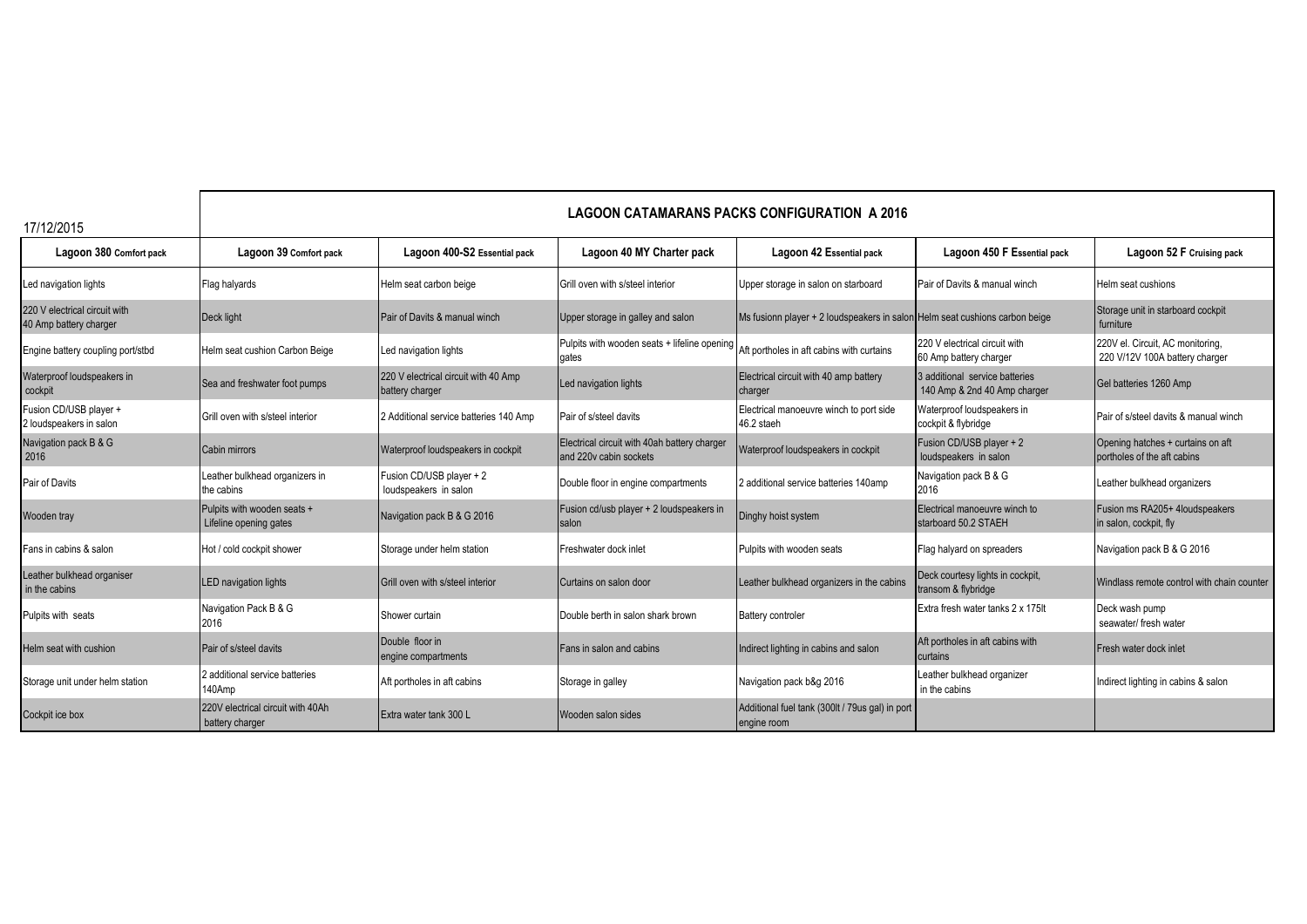17/12/2015

## LAGOON CATAMARANS PACKS CONFIGURATION A 2016

| Lagoon 380 Comfort pack | Lagoon 39 Comfort pack | Lagoon 400-S2 Essential pack | Lagoon 40 MY Charter pack | Lagoon 42 Essential pack | Lagoon 450 F Essential pack | Lagoon 52 F Cruising pack |
|---|---|---|---|---|---|---|
| Led navigation lights | Flag halyards | Helm seat carbon beige | Grill oven with s/steel interior | Upper storage in salon on starboard | Pair of Davits & manual winch | Helm seat cushions |
| 220 V electrical circuit with 40 Amp battery charger | Deck light | Pair of Davits & manual winch | Upper storage in galley and salon | Ms fusionn player + 2 loudspeakers in salon | Helm seat cushions carbon beige | Storage unit in starboard cockpit furniture |
| Engine battery coupling port/stbd | Helm seat cushion Carbon Beige | Led navigation lights | Pulpits with wooden seats + lifeline opening gates | Aft portholes in aft cabins with curtains | 220 V electrical circuit with 60 Amp battery charger | 220V el. Circuit, AC monitoring, 220 V/12V 100A battery charger |
| Waterproof loudspeakers in cockpit | Sea and freshwater foot pumps | 220 V electrical circuit with 40 Amp battery charger | Led navigation lights | Electrical circuit with 40 amp battery charger | 3 additional service batteries 140 Amp & 2nd 40 Amp charger | Gel batteries 1260 Amp |
| Fusion CD/USB player + 2 loudspeakers in salon | Grill oven with s/steel interior | 2 Additional service batteries 140 Amp | Pair of s/steel davits | Electrical manoeuvre winch to port side 46.2 staeh | Waterproof loudspeakers in cockpit & flybridge | Pair of s/steel davits & manual winch |
| Navigation pack B & G 2016 | Cabin mirrors | Waterproof loudspeakers in cockpit | Electrical circuit with 40ah battery charger and 220v cabin sockets | Waterproof loudspeakers in cockpit | Fusion CD/USB player + 2 loudspeakers in salon | Opening hatches + curtains on aft portholes of the aft cabins |
| Pair of Davits | Leather bulkhead organizers in the cabins | Fusion CD/USB player + 2 loudspeakers in salon | Double floor in engine compartments | 2 additional service batteries 140amp | Navigation pack B & G 2016 | Leather bulkhead organizers |
| Wooden tray | Pulpits with wooden seats + Lifeline opening gates | Navigation pack B & G 2016 | Fusion cd/usb player + 2 loudspeakers in salon | Dinghy hoist system | Electrical manoeuvre winch to starboard 50.2 STAEH | Fusion ms RA205+ 4loudspeakers in salon, cockpit, fly |
| Fans in cabins & salon | Hot / cold cockpit shower | Storage under helm station | Freshwater dock inlet | Pulpits with wooden seats | Flag halyard on spreaders | Navigation pack B & G 2016 |
| Leather bulkhead organiser in the cabins | LED navigation lights | Grill oven with s/steel interior | Curtains on salon door | Leather bulkhead organizers in the cabins | Deck courtesy lights in cockpit, transom & flybridge | Windlass remote control with chain counter |
| Pulpits with seats | Navigation Pack B & G 2016 | Shower curtain | Double berth in salon shark brown | Battery controler | Extra fresh water tanks 2 x 175lt | Deck wash pump seawater/ fresh water |
| Helm seat with cushion | Pair of s/steel davits | Double floor in engine compartments | Fans in salon and cabins | Indirect lighting in cabins and salon | Aft portholes in aft cabins with curtains | Fresh water dock inlet |
| Storage unit under helm station | 2 additional service batteries 140Amp | Aft portholes in aft cabins | Storage in galley | Navigation pack b&g 2016 | Leather bulkhead organizer in the cabins | Indirect lighting in cabins & salon |
| Cockpit ice box | 220V electrical circuit with 40Ah battery charger | Extra water tank 300 L | Wooden salon sides | Additional fuel tank (300lt / 79us gal) in port engine room | | |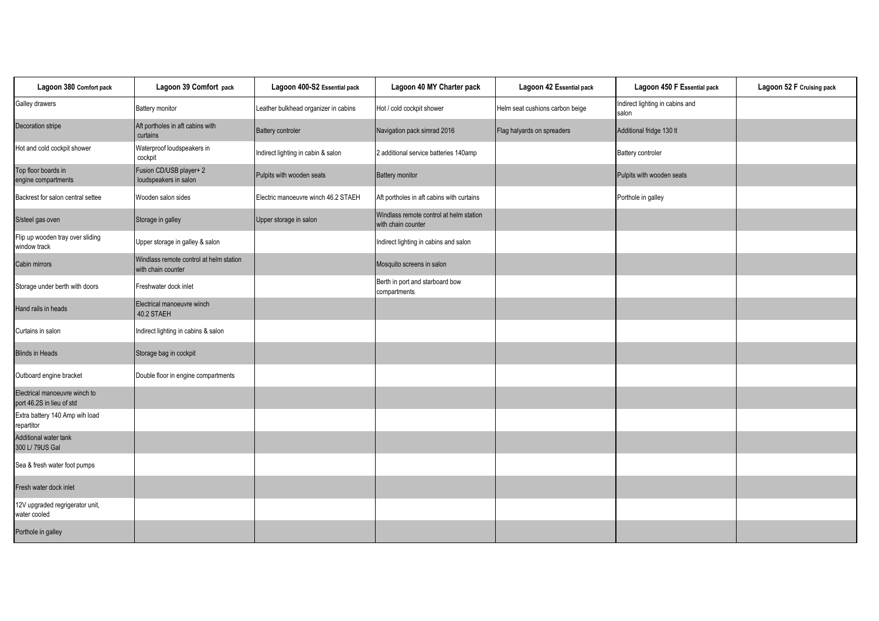| Lagoon 380 Comfort pack | Lagoon 39 Comfort pack | Lagoon 400-S2 Essential pack | Lagoon 40 MY Charter pack | Lagoon 42 Essential pack | Lagoon 450 F Essential pack | Lagoon 52 F Cruising pack |
|---|---|---|---|---|---|---|
| Galley drawers | Battery monitor | Leather bulkhead organizer in cabins | Hot / cold cockpit shower | Helm seat cushions carbon beige | Indirect lighting in cabins and salon | |
| Decoration stripe | Aft portholes in aft cabins with curtains | Battery controler | Navigation pack simrad 2016 | Flag halyards on spreaders | Additional fridge 130 lt | |
| Hot and cold cockpit shower | Waterproof loudspeakers in cockpit | Indirect lighting in cabin & salon | 2 additional service batteries 140amp | | Battery controler | |
| Top floor boards in engine compartments | Fusion CD/USB player+ 2 loudspeakers in salon | Pulpits with wooden seats | Battery monitor | | Pulpits with wooden seats | |
| Backrest for salon central settee | Wooden salon sides | Electric manoeuvre winch 46.2 STAEH | Aft portholes in aft cabins with curtains | | Porthole in galley | |
| S/steel gas oven | Storage in galley | Upper storage in salon | Windlass remote control at helm station with chain counter | | | |
| Flip up wooden tray over sliding window track | Upper storage in galley & salon | | Indirect lighting in cabins and salon | | | |
| Cabin mirrors | Windlass remote control at helm station with chain counter | | Mosquito screens in salon | | | |
| Storage under berth with doors | Freshwater dock inlet | | Berth in port and starboard bow compartments | | | |
| Hand rails in heads | Electrical manoeuvre winch 40.2 STAEH | | | | | |
| Curtains in salon | Indirect lighting in cabins & salon | | | | | |
| Blinds in Heads | Storage bag in cockpit | | | | | |
| Outboard engine bracket | Double floor in engine compartments | | | | | |
| Electrical manoeuvre winch to port 46.2S in lieu of std | | | | | | |
| Extra battery 140 Amp wih load repartitor | | | | | | |
| Additional water tank 300 L/ 79US Gal | | | | | | |
| Sea & fresh water foot pumps | | | | | | |
| Fresh water dock inlet | | | | | | |
| 12V upgraded regrigerator unit, water cooled | | | | | | |
| Porthole in galley | | | | | | |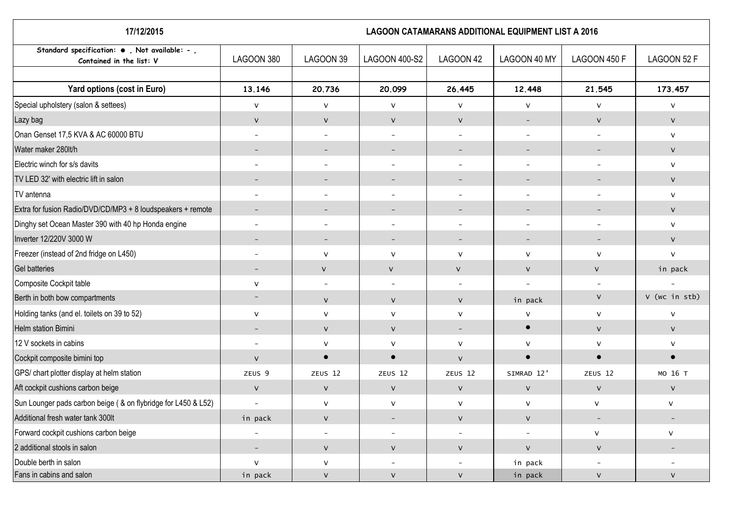| 17/12/2015 | LAGOON CATAMARANS ADDITIONAL EQUIPMENT LIST A 2016 | | | | | | |
|---|---|---|---|---|---|---|---|
| Standard specification: ● , Not available: - , Contained in the list: V | LAGOON 380 | LAGOON 39 | LAGOON 400-S2 | LAGOON 42 | LAGOON 40 MY | LAGOON 450 F | LAGOON 52 F |
| | | | | | | | |
| **Yard options (cost in Euro)** | **13.146** | **20.736** | **20.099** | **26.445** | **12.448** | **21.545** | **173.457** |
| Special upholstery (salon & settees) | V | V | V | V | V | V | V |
| Lazy bag | V | V | V | V | - | V | V |
| Onan Genset 17,5 KVA & AC 60000 BTU | - | - | - | - | - | - | V |
| Water maker 280lt/h | - | - | - | - | - | - | V |
| Electric winch for s/s davits | - | - | - | - | - | - | V |
| TV LED 32' with electric lift in salon | - | - | - | - | - | - | V |
| TV antenna | - | - | - | - | - | - | V |
| Extra for fusion Radio/DVD/CD/MP3 + 8 loudspeakers + remote | - | - | - | - | - | - | V |
| Dinghy set Ocean Master 390 with 40 hp Honda engine | - | - | - | - | - | - | V |
| Inverter 12/220V 3000 W | - | - | - | - | - | - | V |
| Freezer (instead of 2nd fridge on L450) | - | V | V | V | V | V | V |
| Gel batteries | - | V | V | V | V | V | in pack |
| Composite Cockpit table | V | - | - | - | - | - | - |
| Berth in both bow compartments | - | V | V | V | in pack | V | V (wc in stb) |
| Holding tanks (and el. toilets on 39 to 52) | V | V | V | V | V | V | V |
| Helm station Bimini | - | V | V | - | ● | V | V |
| 12 V sockets in cabins | - | V | V | V | V | V | V |
| Cockpit composite bimini top | V | ● | ● | V | ● | ● | ● |
| GPS/ chart plotter display at helm station | ZEUS 9 | ZEUS 12 | ZEUS 12 | ZEUS 12 | SIMRAD 12' | ZEUS 12 | MO 16 T |
| Aft cockpit cushions carbon beige | V | V | V | V | V | V | V |
| Sun Lounger pads carbon beige ( & on flybridge for L450 & L52) | - | V | V | V | V | V | V |
| Additional fresh water tank 300lt | in pack | V | - | V | V | - | - |
| Forward cockpit cushions carbon beige | - | - | - | - | - | V | V |
| 2 additional stools in salon | - | V | V | V | V | V | - |
| Double berth in salon | V | V | - | - | in pack | - | - |
| Fans in cabins and salon | in pack | V | V | V | in pack | V | V |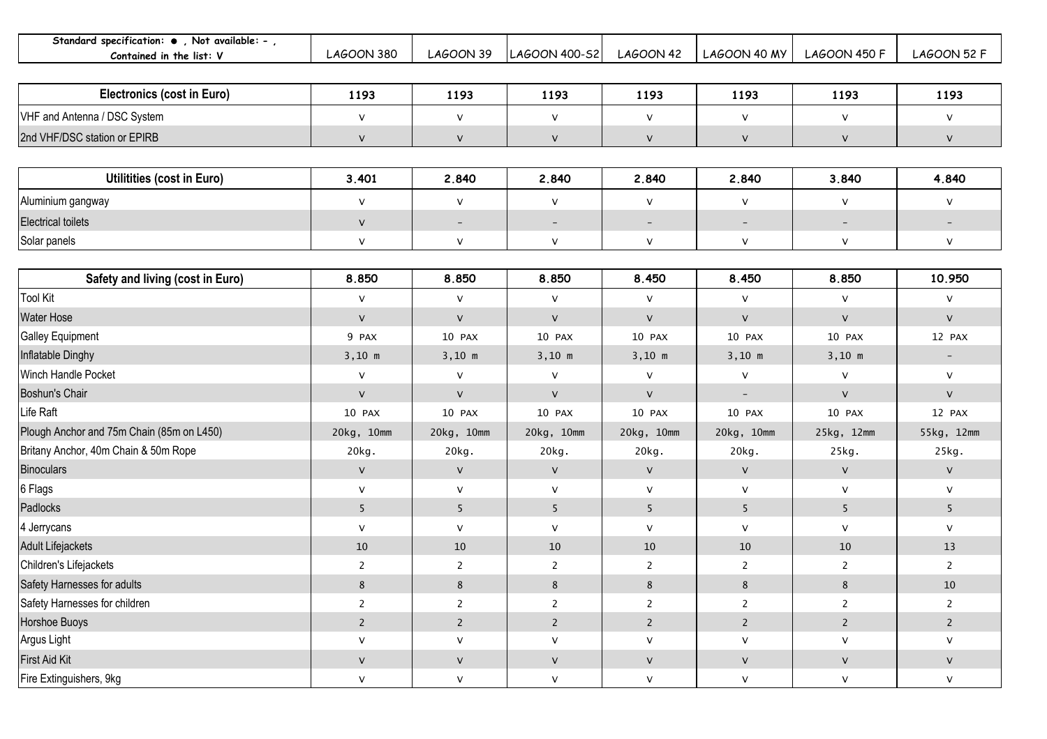| Standard specification: ● , Not available: - , Contained in the list: V | LAGOON 380 | LAGOON 39 | LAGOON 400-S2 | LAGOON 42 | LAGOON 40 MY | LAGOON 450 F | LAGOON 52 F |
|---|---|---|---|---|---|---|---|
| **Electronics (cost in Euro)** | **1193** | **1193** | **1193** | **1193** | **1193** | **1193** | **1193** |
| VHF and Antenna / DSC System | v | v | v | v | v | v | v |
| 2nd VHF/DSC station or EPIRB | v | v | v | v | v | v | v |
| **Utilitities (cost in Euro)** | **3.401** | **2.840** | **2.840** | **2.840** | **2.840** | **3.840** | **4.840** |
| Aluminium gangway | v | v | v | v | v | v | v |
| Electrical toilets | v | - | - | - | - | - | - |
| Solar panels | v | v | v | v | v | v | v |
| **Safety and living (cost in Euro)** | **8.850** | **8.850** | **8.850** | **8.450** | **8.450** | **8.850** | **10.950** |
| Tool Kit | v | v | v | v | v | v | v |
| Water Hose | v | v | v | v | v | v | v |
| Galley Equipment | 9 PAX | 10 PAX | 10 PAX | 10 PAX | 10 PAX | 10 PAX | 12 PAX |
| Inflatable Dinghy | 3,10 m | 3,10 m | 3,10 m | 3,10 m | 3,10 m | 3,10 m | - |
| Winch Handle Pocket | v | v | v | v | v | v | v |
| Boshun's Chair | v | v | v | v | - | v | v |
| Life Raft | 10 PAX | 10 PAX | 10 PAX | 10 PAX | 10 PAX | 10 PAX | 12 PAX |
| Plough Anchor and 75m Chain (85m on L450) | 20kg, 10mm | 20kg, 10mm | 20kg, 10mm | 20kg, 10mm | 20kg, 10mm | 25kg, 12mm | 55kg, 12mm |
| Britany Anchor, 40m Chain & 50m Rope | 20kg. | 20kg. | 20kg. | 20kg. | 20kg. | 25kg. | 25kg. |
| Binoculars | v | v | v | v | v | v | v |
| 6 Flags | v | v | v | v | v | v | v |
| Padlocks | 5 | 5 | 5 | 5 | 5 | 5 | 5 |
| 4 Jerrycans | v | v | v | v | v | v | v |
| Adult Lifejackets | 10 | 10 | 10 | 10 | 10 | 10 | 13 |
| Children's Lifejackets | 2 | 2 | 2 | 2 | 2 | 2 | 2 |
| Safety Harnesses for adults | 8 | 8 | 8 | 8 | 8 | 8 | 10 |
| Safety Harnesses for children | 2 | 2 | 2 | 2 | 2 | 2 | 2 |
| Horshoe Buoys | 2 | 2 | 2 | 2 | 2 | 2 | 2 |
| Argus Light | v | v | v | v | v | v | v |
| First Aid Kit | v | v | v | v | v | v | v |
| Fire Extinguishers, 9kg | v | v | v | v | v | v | v |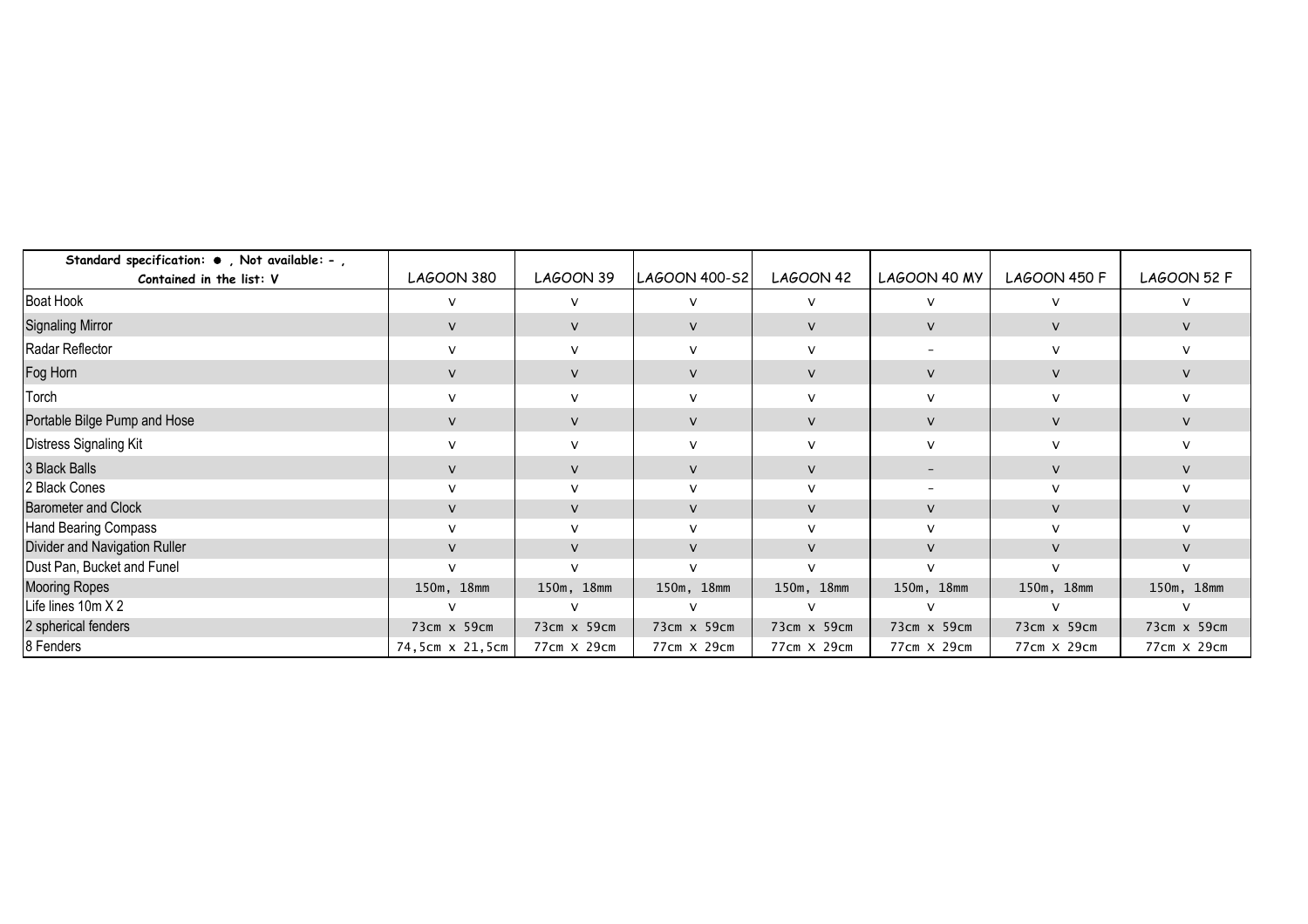| Standard specification: ● , Not available: - , Contained in the list: V | LAGOON 380 | LAGOON 39 | LAGOON 400-S2 | LAGOON 42 | LAGOON 40 MY | LAGOON 450 F | LAGOON 52 F |
|---|---|---|---|---|---|---|---|
| Boat Hook | V | V | V | V | V | V | V |
| Signaling Mirror | V | V | V | V | V | V | V |
| Radar Reflector | V | V | V | V | - | V | V |
| Fog Horn | V | V | V | V | V | V | V |
| Torch | V | V | V | V | V | V | V |
| Portable Bilge Pump and Hose | V | V | V | V | V | V | V |
| Distress Signaling Kit | V | V | V | V | V | V | V |
| 3 Black Balls | V | V | V | V | - | V | V |
| 2 Black Cones | V | V | V | V | - | V | V |
| Barometer and Clock | V | V | V | V | V | V | V |
| Hand Bearing Compass | V | V | V | V | V | V | V |
| Divider and Navigation Ruller | V | V | V | V | V | V | V |
| Dust Pan, Bucket and Funel | V | V | V | V | V | V | V |
| Mooring Ropes | 150m, 18mm | 150m, 18mm | 150m, 18mm | 150m, 18mm | 150m, 18mm | 150m, 18mm | 150m, 18mm |
| Life lines 10m X 2 | V | V | V | V | V | V | V |
| 2 spherical fenders | 73cm x 59cm | 73cm x 59cm | 73cm x 59cm | 73cm x 59cm | 73cm x 59cm | 73cm x 59cm | 73cm x 59cm |
| 8 Fenders | 74,5cm x 21,5cm | 77cm X 29cm | 77cm X 29cm | 77cm X 29cm | 77cm X 29cm | 77cm X 29cm | 77cm X 29cm |